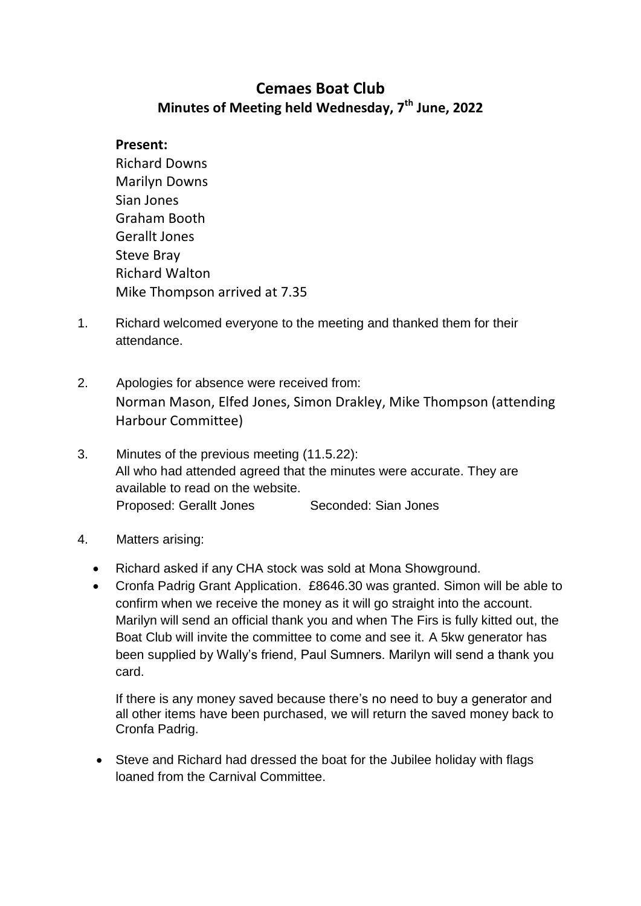# Cemaes Boat Club

## Minutes of Meeting held Wednesday, 7th June, 2022

**Present:**

Richard Downs
Marilyn Downs
Sian Jones
Graham Booth
Gerallt Jones
Steve Bray
Richard Walton
Mike Thompson arrived at 7.35

1. Richard welcomed everyone to the meeting and thanked them for their attendance.

2. Apologies for absence were received from:
   Norman Mason, Elfed Jones, Simon Drakley, Mike Thompson (attending Harbour Committee)

3. Minutes of the previous meeting (11.5.22):
   All who had attended agreed that the minutes were accurate. They are available to read on the website.
   Proposed: Gerallt Jones Seconded: Sian Jones

4. Matters arising:

   - Richard asked if any CHA stock was sold at Mona Showground.
   - Cronfa Padrig Grant Application. £8646.30 was granted. Simon will be able to confirm when we receive the money as it will go straight into the account. Marilyn will send an official thank you and when The Firs is fully kitted out, the Boat Club will invite the committee to come and see it. A 5kw generator has been supplied by Wally's friend, Paul Sumners. Marilyn will send a thank you card.

     If there is any money saved because there's no need to buy a generator and all other items have been purchased, we will return the saved money back to Cronfa Padrig.

   - Steve and Richard had dressed the boat for the Jubilee holiday with flags loaned from the Carnival Committee.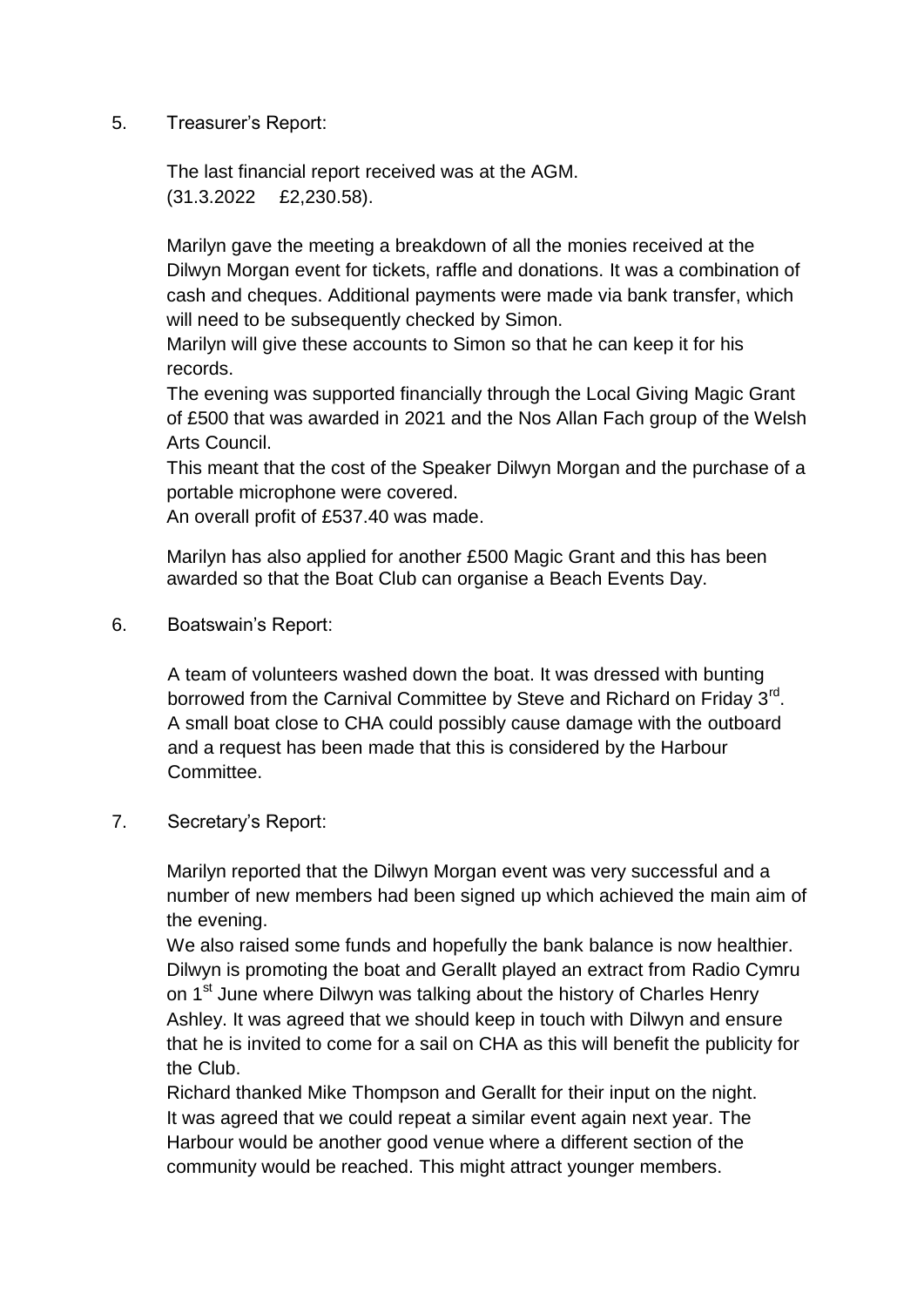5. Treasurer's Report:

   The last financial report received was at the AGM.
   (31.3.2022 £2,230.58).

   Marilyn gave the meeting a breakdown of all the monies received at the Dilwyn Morgan event for tickets, raffle and donations. It was a combination of cash and cheques. Additional payments were made via bank transfer, which will need to be subsequently checked by Simon.
   Marilyn will give these accounts to Simon so that he can keep it for his records.
   The evening was supported financially through the Local Giving Magic Grant of £500 that was awarded in 2021 and the Nos Allan Fach group of the Welsh Arts Council.
   This meant that the cost of the Speaker Dilwyn Morgan and the purchase of a portable microphone were covered.
   An overall profit of £537.40 was made.

   Marilyn has also applied for another £500 Magic Grant and this has been awarded so that the Boat Club can organise a Beach Events Day.

6. Boatswain's Report:

   A team of volunteers washed down the boat. It was dressed with bunting borrowed from the Carnival Committee by Steve and Richard on Friday 3rd.
   A small boat close to CHA could possibly cause damage with the outboard and a request has been made that this is considered by the Harbour Committee.

7. Secretary's Report:

   Marilyn reported that the Dilwyn Morgan event was very successful and a number of new members had been signed up which achieved the main aim of the evening.
   We also raised some funds and hopefully the bank balance is now healthier.
   Dilwyn is promoting the boat and Gerallt played an extract from Radio Cymru on 1st June where Dilwyn was talking about the history of Charles Henry Ashley. It was agreed that we should keep in touch with Dilwyn and ensure that he is invited to come for a sail on CHA as this will benefit the publicity for the Club.
   Richard thanked Mike Thompson and Gerallt for their input on the night.
   It was agreed that we could repeat a similar event again next year. The Harbour would be another good venue where a different section of the community would be reached. This might attract younger members.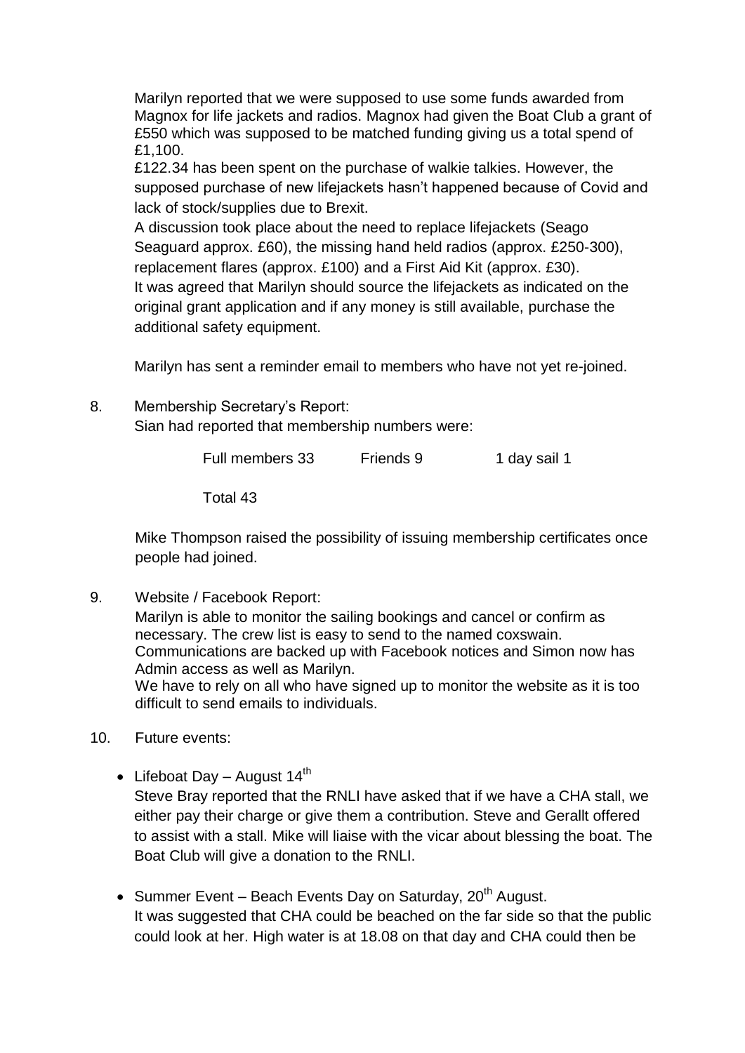Marilyn reported that we were supposed to use some funds awarded from Magnox for life jackets and radios. Magnox had given the Boat Club a grant of £550 which was supposed to be matched funding giving us a total spend of £1,100.

£122.34 has been spent on the purchase of walkie talkies. However, the supposed purchase of new lifejackets hasn't happened because of Covid and lack of stock/supplies due to Brexit.

A discussion took place about the need to replace lifejackets (Seago Seaguard approx. £60), the missing hand held radios (approx. £250-300), replacement flares (approx. £100) and a First Aid Kit (approx. £30).

It was agreed that Marilyn should source the lifejackets as indicated on the original grant application and if any money is still available, purchase the additional safety equipment.

Marilyn has sent a reminder email to members who have not yet re-joined.

8. Membership Secretary's Report:

   Sian had reported that membership numbers were:

   Full members 33    Friends 9    1 day sail 1

   Total 43

   Mike Thompson raised the possibility of issuing membership certificates once people had joined.

9. Website / Facebook Report:

   Marilyn is able to monitor the sailing bookings and cancel or confirm as necessary. The crew list is easy to send to the named coxswain. Communications are backed up with Facebook notices and Simon now has Admin access as well as Marilyn.

   We have to rely on all who have signed up to monitor the website as it is too difficult to send emails to individuals.

10. Future events:

   - Lifeboat Day – August 14th

     Steve Bray reported that the RNLI have asked that if we have a CHA stall, we either pay their charge or give them a contribution. Steve and Gerallt offered to assist with a stall. Mike will liaise with the vicar about blessing the boat. The Boat Club will give a donation to the RNLI.

   - Summer Event – Beach Events Day on Saturday, 20th August.

     It was suggested that CHA could be beached on the far side so that the public could look at her. High water is at 18.08 on that day and CHA could then be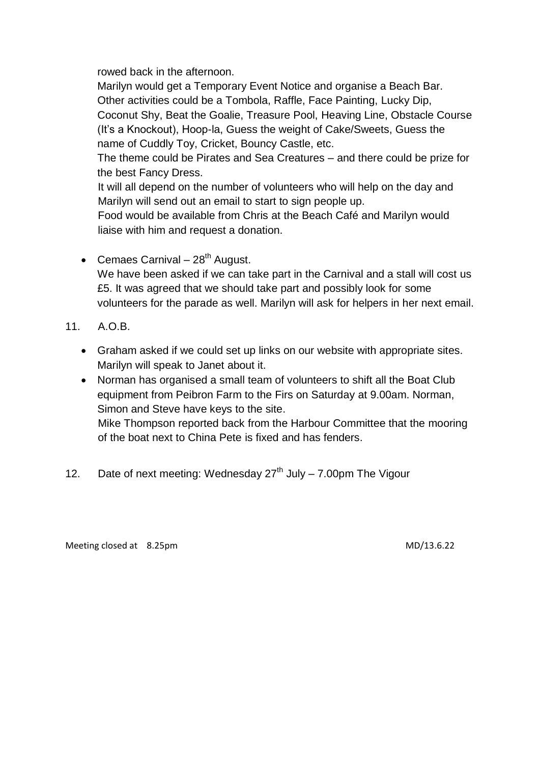rowed back in the afternoon.
Marilyn would get a Temporary Event Notice and organise a Beach Bar.
Other activities could be a Tombola, Raffle, Face Painting, Lucky Dip, Coconut Shy, Beat the Goalie, Treasure Pool, Heaving Line, Obstacle Course (It's a Knockout), Hoop-la, Guess the weight of Cake/Sweets, Guess the name of Cuddly Toy, Cricket, Bouncy Castle, etc.
The theme could be Pirates and Sea Creatures – and there could be prize for the best Fancy Dress.
It will all depend on the number of volunteers who will help on the day and Marilyn will send out an email to start to sign people up.
Food would be available from Chris at the Beach Café and Marilyn would liaise with him and request a donation.

- Cemaes Carnival – 28th August.
  We have been asked if we can take part in the Carnival and a stall will cost us £5. It was agreed that we should take part and possibly look for some volunteers for the parade as well. Marilyn will ask for helpers in her next email.

11. A.O.B.

- Graham asked if we could set up links on our website with appropriate sites. Marilyn will speak to Janet about it.
- Norman has organised a small team of volunteers to shift all the Boat Club equipment from Peibron Farm to the Firs on Saturday at 9.00am. Norman, Simon and Steve have keys to the site.
  Mike Thompson reported back from the Harbour Committee that the mooring of the boat next to China Pete is fixed and has fenders.

12. Date of next meeting: Wednesday 27th July – 7.00pm The Vigour

Meeting closed at 8.25pm MD/13.6.22